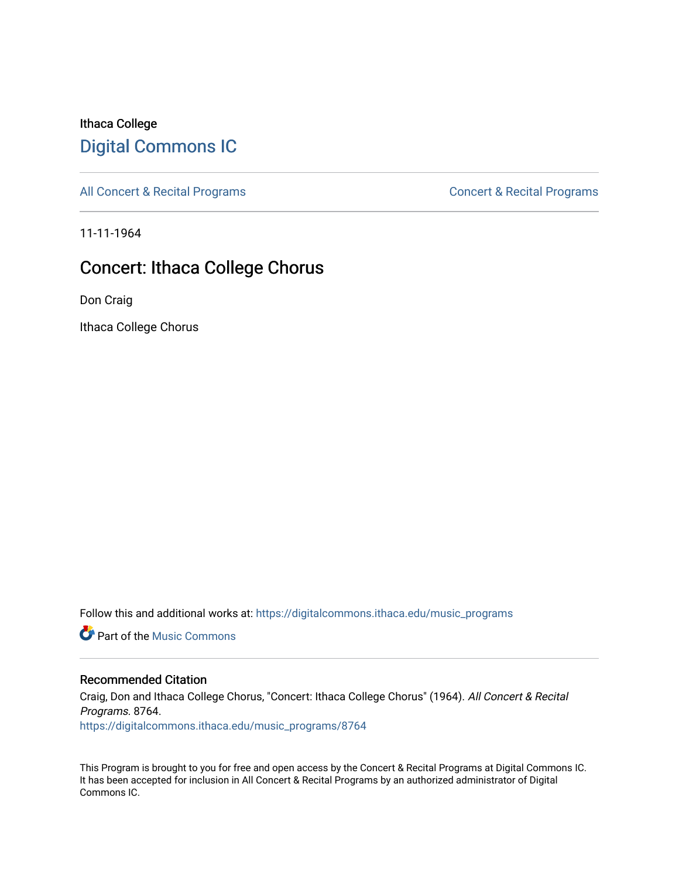Ithaca College

# Digital Commons IC

All Concert & Recital Programs | Concert & Recital Programs

11-11-1964

## Concert: Ithaca College Chorus

Don Craig

Ithaca College Chorus

Follow this and additional works at: https://digitalcommons.ithaca.edu/music_programs

Part of the Music Commons

### Recommended Citation

Craig, Don and Ithaca College Chorus, "Concert: Ithaca College Chorus" (1964). *All Concert & Recital Programs*. 8764.
https://digitalcommons.ithaca.edu/music_programs/8764

This Program is brought to you for free and open access by the Concert & Recital Programs at Digital Commons IC. It has been accepted for inclusion in All Concert & Recital Programs by an authorized administrator of Digital Commons IC.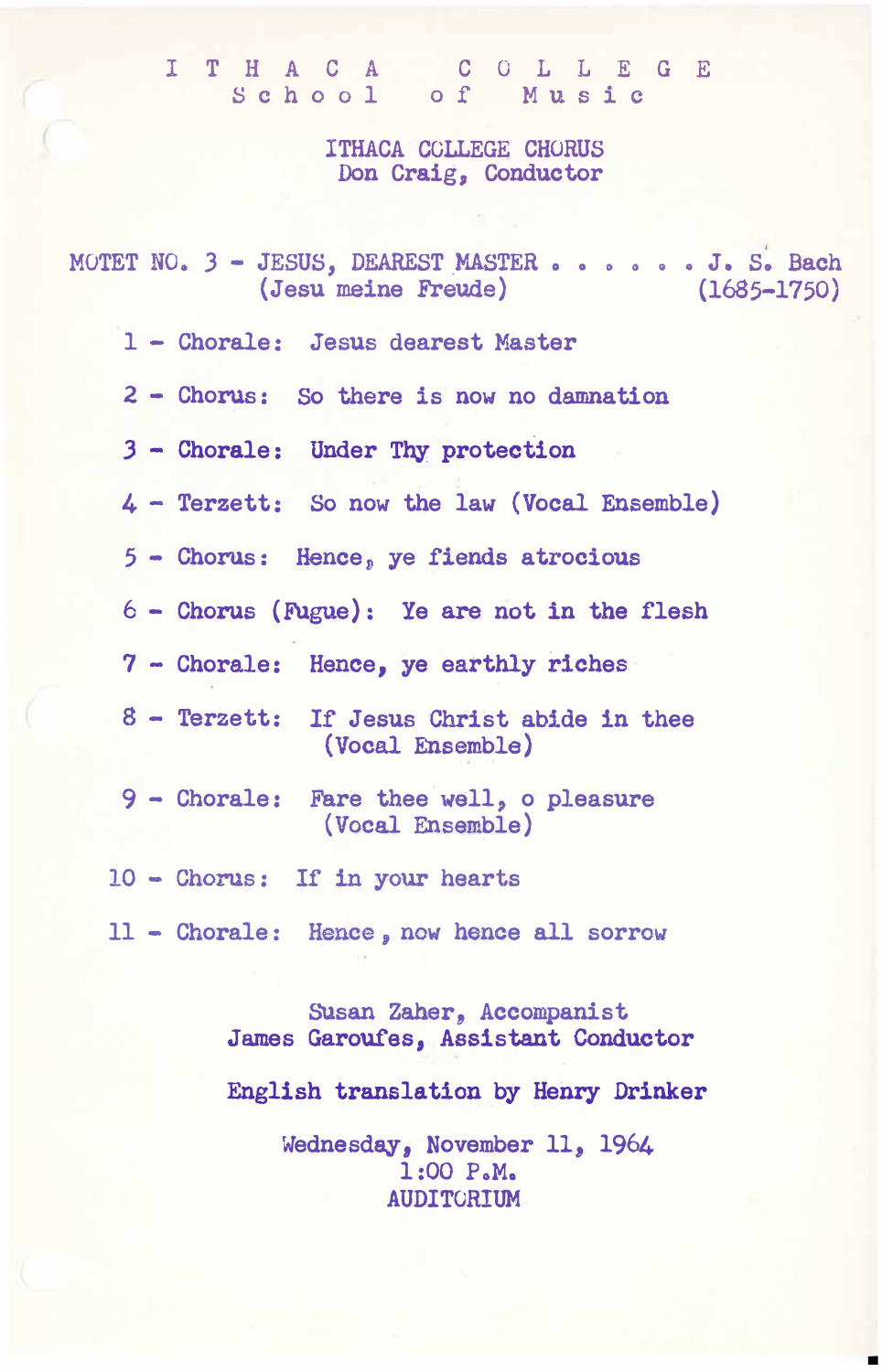# ITHACA COLLEGE
## School of Music

### ITHACA COLLEGE CHORUS
Don Craig, Conductor

MOTET NO. 3 - JESUS, DEAREST MASTER . . . . . . J. S. Bach
(Jesu meine Freude) (1685-1750)

1 - Chorale: Jesus dearest Master

2 - Chorus: So there is now no damnation

3 - Chorale: Under Thy protection

4 - Terzett: So now the law (Vocal Ensemble)

5 - Chorus: Hence, ye fiends atrocious

6 - Chorus (Fugue): Ye are not in the flesh

7 - Chorale: Hence, ye earthly riches

8 - Terzett: If Jesus Christ abide in thee (Vocal Ensemble)

9 - Chorale: Fare thee well, o pleasure (Vocal Ensemble)

10 - Chorus: If in your hearts

11 - Chorale: Hence, now hence all sorrow

Susan Zaher, Accompanist
James Garoufes, Assistant Conductor

English translation by Henry Drinker

Wednesday, November 11, 1964
1:00 P.M.
AUDITORIUM